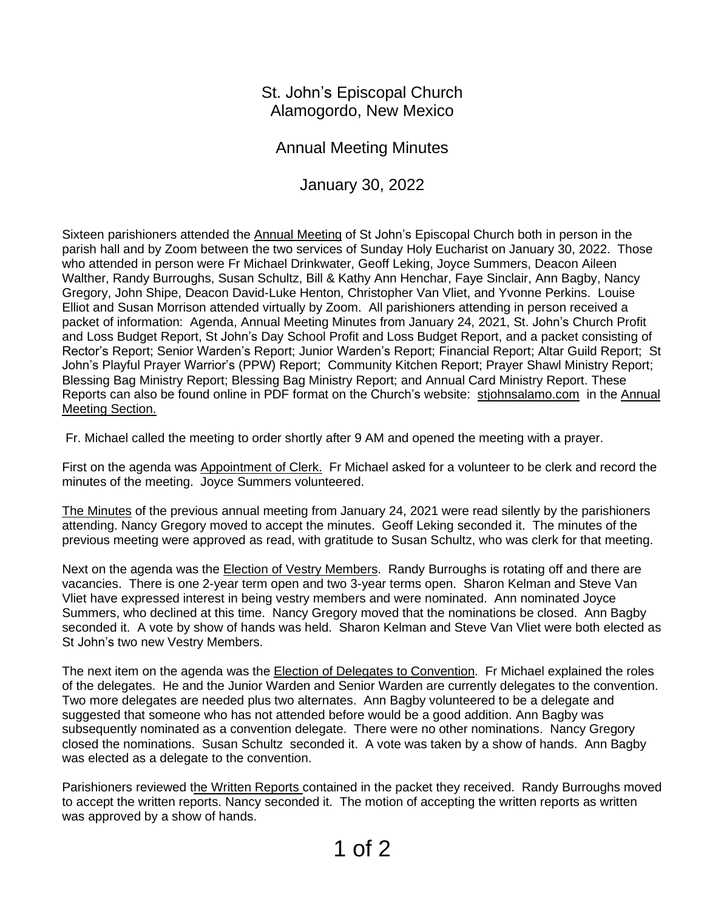# St. John's Episcopal Church
# Alamogordo, New Mexico

## Annual Meeting Minutes

## January 30, 2022

Sixteen parishioners attended the Annual Meeting of St John's Episcopal Church both in person in the parish hall and by Zoom between the two services of Sunday Holy Eucharist on January 30, 2022. Those who attended in person were Fr Michael Drinkwater, Geoff Leking, Joyce Summers, Deacon Aileen Walther, Randy Burroughs, Susan Schultz, Bill & Kathy Ann Henchar, Faye Sinclair, Ann Bagby, Nancy Gregory, John Shipe, Deacon David-Luke Henton, Christopher Van Vliet, and Yvonne Perkins. Louise Elliot and Susan Morrison attended virtually by Zoom. All parishioners attending in person received a packet of information: Agenda, Annual Meeting Minutes from January 24, 2021, St. John's Church Profit and Loss Budget Report, St John's Day School Profit and Loss Budget Report, and a packet consisting of Rector's Report; Senior Warden's Report; Junior Warden's Report; Financial Report; Altar Guild Report; St John's Playful Prayer Warrior's (PPW) Report; Community Kitchen Report; Prayer Shawl Ministry Report; Blessing Bag Ministry Report; Blessing Bag Ministry Report; and Annual Card Ministry Report. These Reports can also be found online in PDF format on the Church's website: stjohnsalamo.com in the Annual Meeting Section.

Fr. Michael called the meeting to order shortly after 9 AM and opened the meeting with a prayer.

First on the agenda was Appointment of Clerk. Fr Michael asked for a volunteer to be clerk and record the minutes of the meeting. Joyce Summers volunteered.

The Minutes of the previous annual meeting from January 24, 2021 were read silently by the parishioners attending. Nancy Gregory moved to accept the minutes. Geoff Leking seconded it. The minutes of the previous meeting were approved as read, with gratitude to Susan Schultz, who was clerk for that meeting.

Next on the agenda was the Election of Vestry Members. Randy Burroughs is rotating off and there are vacancies. There is one 2-year term open and two 3-year terms open. Sharon Kelman and Steve Van Vliet have expressed interest in being vestry members and were nominated. Ann nominated Joyce Summers, who declined at this time. Nancy Gregory moved that the nominations be closed. Ann Bagby seconded it. A vote by show of hands was held. Sharon Kelman and Steve Van Vliet were both elected as St John's two new Vestry Members.

The next item on the agenda was the Election of Delegates to Convention. Fr Michael explained the roles of the delegates. He and the Junior Warden and Senior Warden are currently delegates to the convention. Two more delegates are needed plus two alternates. Ann Bagby volunteered to be a delegate and suggested that someone who has not attended before would be a good addition. Ann Bagby was subsequently nominated as a convention delegate. There were no other nominations. Nancy Gregory closed the nominations. Susan Schultz seconded it. A vote was taken by a show of hands. Ann Bagby was elected as a delegate to the convention.

Parishioners reviewed the Written Reports contained in the packet they received. Randy Burroughs moved to accept the written reports. Nancy seconded it. The motion of accepting the written reports as written was approved by a show of hands.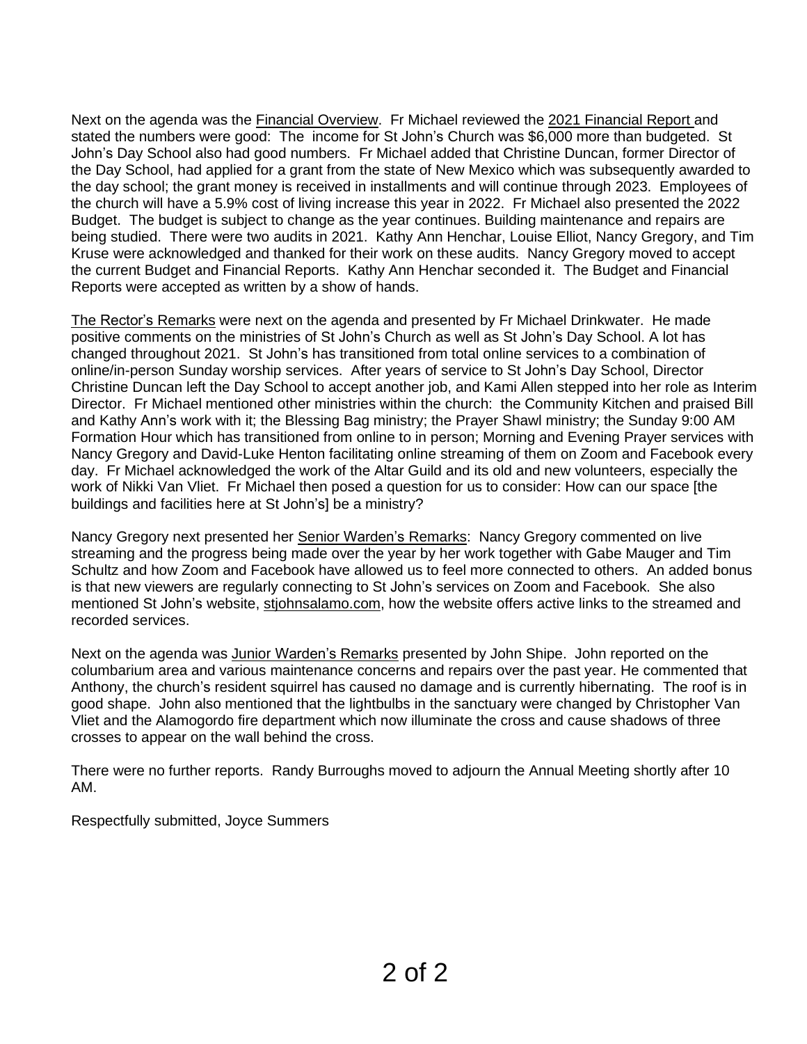Next on the agenda was the Financial Overview. Fr Michael reviewed the 2021 Financial Report and stated the numbers were good: The income for St John's Church was $6,000 more than budgeted. St John's Day School also had good numbers. Fr Michael added that Christine Duncan, former Director of the Day School, had applied for a grant from the state of New Mexico which was subsequently awarded to the day school; the grant money is received in installments and will continue through 2023. Employees of the church will have a 5.9% cost of living increase this year in 2022. Fr Michael also presented the 2022 Budget. The budget is subject to change as the year continues. Building maintenance and repairs are being studied. There were two audits in 2021. Kathy Ann Henchar, Louise Elliot, Nancy Gregory, and Tim Kruse were acknowledged and thanked for their work on these audits. Nancy Gregory moved to accept the current Budget and Financial Reports. Kathy Ann Henchar seconded it. The Budget and Financial Reports were accepted as written by a show of hands.

The Rector's Remarks were next on the agenda and presented by Fr Michael Drinkwater. He made positive comments on the ministries of St John's Church as well as St John's Day School. A lot has changed throughout 2021. St John's has transitioned from total online services to a combination of online/in-person Sunday worship services. After years of service to St John's Day School, Director Christine Duncan left the Day School to accept another job, and Kami Allen stepped into her role as Interim Director. Fr Michael mentioned other ministries within the church: the Community Kitchen and praised Bill and Kathy Ann's work with it; the Blessing Bag ministry; the Prayer Shawl ministry; the Sunday 9:00 AM Formation Hour which has transitioned from online to in person; Morning and Evening Prayer services with Nancy Gregory and David-Luke Henton facilitating online streaming of them on Zoom and Facebook every day. Fr Michael acknowledged the work of the Altar Guild and its old and new volunteers, especially the work of Nikki Van Vliet. Fr Michael then posed a question for us to consider: How can our space [the buildings and facilities here at St John's] be a ministry?

Nancy Gregory next presented her Senior Warden's Remarks: Nancy Gregory commented on live streaming and the progress being made over the year by her work together with Gabe Mauger and Tim Schultz and how Zoom and Facebook have allowed us to feel more connected to others. An added bonus is that new viewers are regularly connecting to St John's services on Zoom and Facebook. She also mentioned St John's website, stjohnsalamo.com, how the website offers active links to the streamed and recorded services.

Next on the agenda was Junior Warden's Remarks presented by John Shipe. John reported on the columbarium area and various maintenance concerns and repairs over the past year. He commented that Anthony, the church's resident squirrel has caused no damage and is currently hibernating. The roof is in good shape. John also mentioned that the lightbulbs in the sanctuary were changed by Christopher Van Vliet and the Alamogordo fire department which now illuminate the cross and cause shadows of three crosses to appear on the wall behind the cross.

There were no further reports. Randy Burroughs moved to adjourn the Annual Meeting shortly after 10 AM.

Respectfully submitted, Joyce Summers